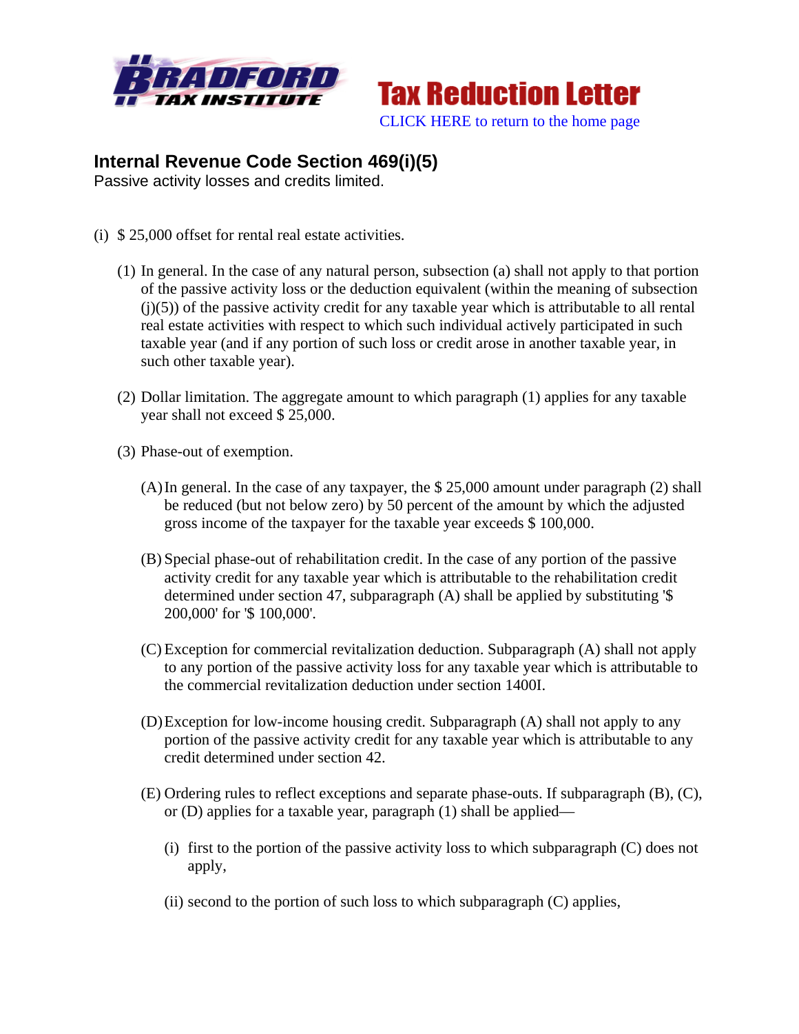Bradford Tax Institute — Tax Reduction Letter

CLICK HERE to return to the home page

## Internal Revenue Code Section 469(i)(5)

Passive activity losses and credits limited.

(i) $ 25,000 offset for rental real estate activities.

(1) In general. In the case of any natural person, subsection (a) shall not apply to that portion of the passive activity loss or the deduction equivalent (within the meaning of subsection (j)(5)) of the passive activity credit for any taxable year which is attributable to all rental real estate activities with respect to which such individual actively participated in such taxable year (and if any portion of such loss or credit arose in another taxable year, in such other taxable year).

(2) Dollar limitation. The aggregate amount to which paragraph (1) applies for any taxable year shall not exceed $ 25,000.

(3) Phase-out of exemption.

(A) In general. In the case of any taxpayer, the $ 25,000 amount under paragraph (2) shall be reduced (but not below zero) by 50 percent of the amount by which the adjusted gross income of the taxpayer for the taxable year exceeds $ 100,000.

(B) Special phase-out of rehabilitation credit. In the case of any portion of the passive activity credit for any taxable year which is attributable to the rehabilitation credit determined under section 47, subparagraph (A) shall be applied by substituting '$ 200,000' for '$ 100,000'.

(C) Exception for commercial revitalization deduction. Subparagraph (A) shall not apply to any portion of the passive activity loss for any taxable year which is attributable to the commercial revitalization deduction under section 1400I.

(D) Exception for low-income housing credit. Subparagraph (A) shall not apply to any portion of the passive activity credit for any taxable year which is attributable to any credit determined under section 42.

(E) Ordering rules to reflect exceptions and separate phase-outs. If subparagraph (B), (C), or (D) applies for a taxable year, paragraph (1) shall be applied—

(i) first to the portion of the passive activity loss to which subparagraph (C) does not apply,

(ii) second to the portion of such loss to which subparagraph (C) applies,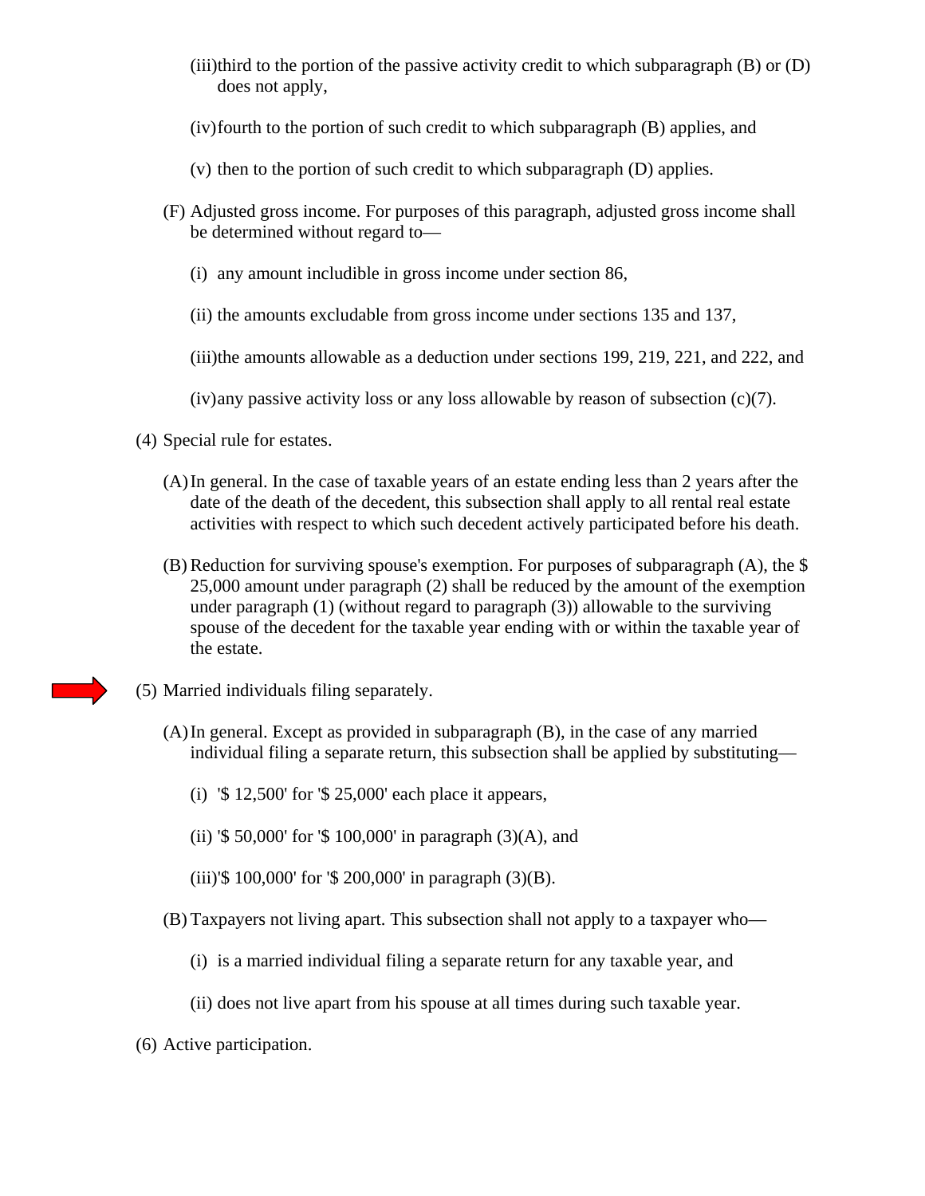(iii) third to the portion of the passive activity credit to which subparagraph (B) or (D) does not apply,

(iv) fourth to the portion of such credit to which subparagraph (B) applies, and

(v) then to the portion of such credit to which subparagraph (D) applies.

(F) Adjusted gross income. For purposes of this paragraph, adjusted gross income shall be determined without regard to—

(i) any amount includible in gross income under section 86,

(ii) the amounts excludable from gross income under sections 135 and 137,

(iii) the amounts allowable as a deduction under sections 199, 219, 221, and 222, and

(iv) any passive activity loss or any loss allowable by reason of subsection (c)(7).

(4) Special rule for estates.

(A) In general. In the case of taxable years of an estate ending less than 2 years after the date of the death of the decedent, this subsection shall apply to all rental real estate activities with respect to which such decedent actively participated before his death.

(B) Reduction for surviving spouse's exemption. For purposes of subparagraph (A), the $ 25,000 amount under paragraph (2) shall be reduced by the amount of the exemption under paragraph (1) (without regard to paragraph (3)) allowable to the surviving spouse of the decedent for the taxable year ending with or within the taxable year of the estate.

(5) Married individuals filing separately.

(A) In general. Except as provided in subparagraph (B), in the case of any married individual filing a separate return, this subsection shall be applied by substituting—

(i) '$ 12,500' for '$ 25,000' each place it appears,

(ii) '$ 50,000' for '$ 100,000' in paragraph (3)(A), and

(iii) '$ 100,000' for '$ 200,000' in paragraph (3)(B).

(B) Taxpayers not living apart. This subsection shall not apply to a taxpayer who—

(i) is a married individual filing a separate return for any taxable year, and

(ii) does not live apart from his spouse at all times during such taxable year.

(6) Active participation.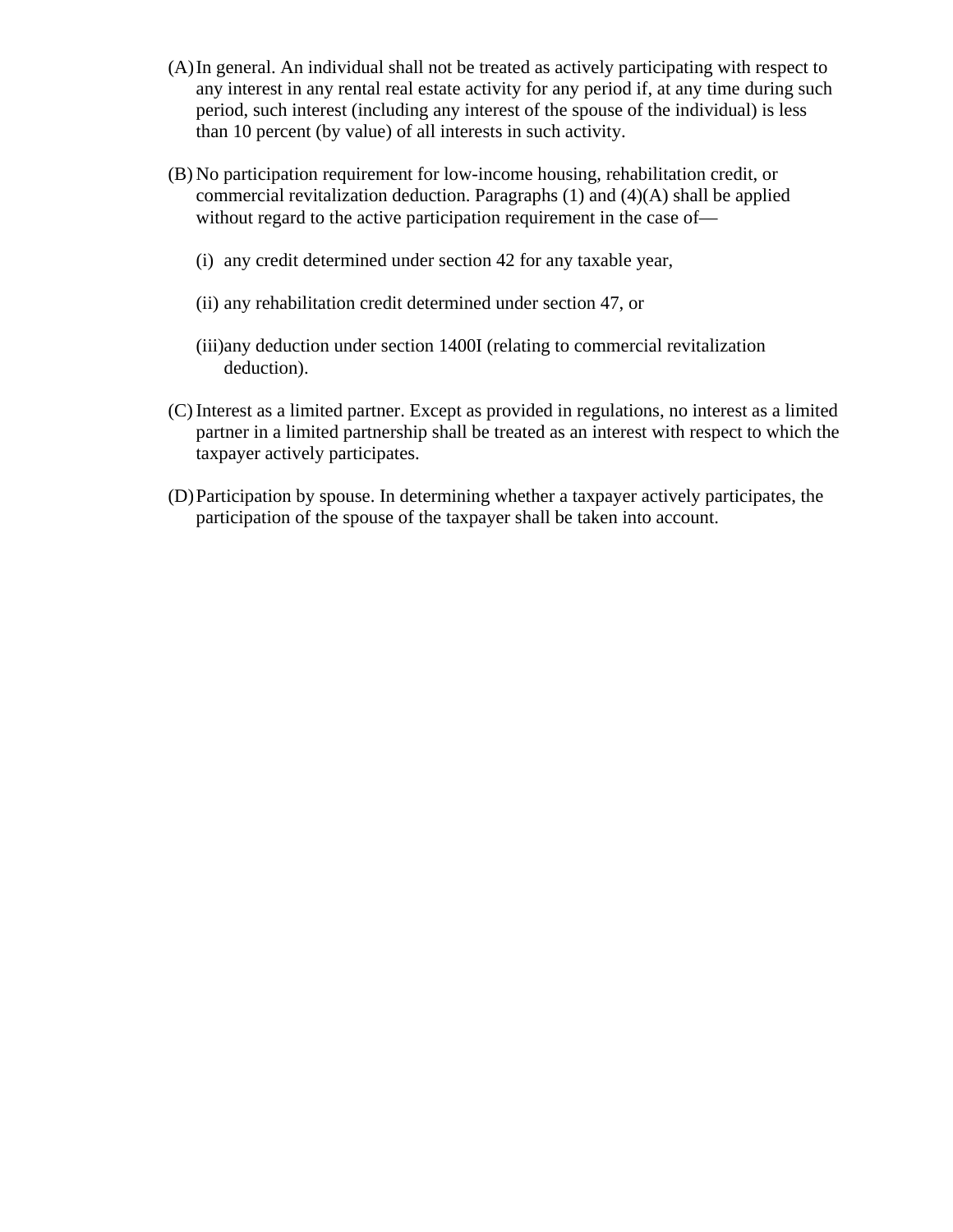(A) In general. An individual shall not be treated as actively participating with respect to any interest in any rental real estate activity for any period if, at any time during such period, such interest (including any interest of the spouse of the individual) is less than 10 percent (by value) of all interests in such activity.

(B) No participation requirement for low-income housing, rehabilitation credit, or commercial revitalization deduction. Paragraphs (1) and (4)(A) shall be applied without regard to the active participation requirement in the case of—

- (i) any credit determined under section 42 for any taxable year,
- (ii) any rehabilitation credit determined under section 47, or
- (iii) any deduction under section 1400I (relating to commercial revitalization deduction).

(C) Interest as a limited partner. Except as provided in regulations, no interest as a limited partner in a limited partnership shall be treated as an interest with respect to which the taxpayer actively participates.

(D) Participation by spouse. In determining whether a taxpayer actively participates, the participation of the spouse of the taxpayer shall be taken into account.